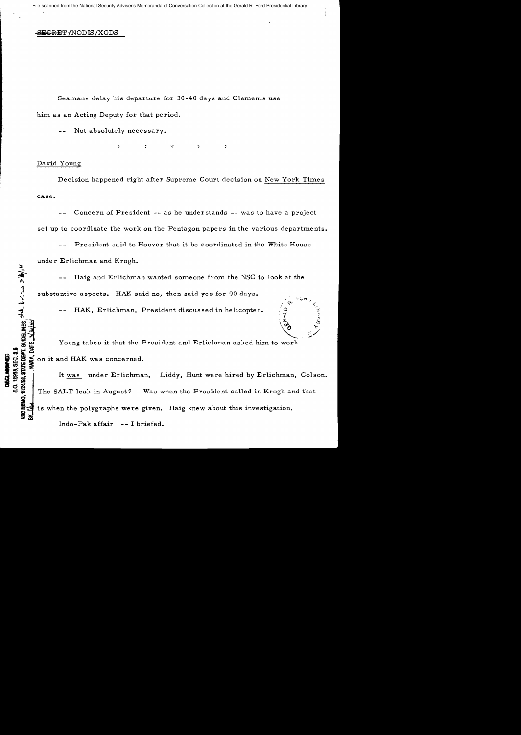SECRET/NODIS/XGDS

Seamans delay his departure for 30-40 days and Clements use him as an Acting Deputy for that period.

-- Not absolutely necessary.

\* \* \* \* \*

David Young

Decision happened right after Supreme Court decision on New York Times case.

-- Concern of President -- as he understands -- was to have a project set up to coordinate the work on the Pentagon papers in the various departments.

-- President said to Hoover that it be coordinated in the White House under Erlichman and Krogh.

-- Haig and Erlichman wanted someone from the NSC to look at the substantive aspects. HAK said no, then said yes for 90 days.

-- HAK, Erlichman, President discussed in helicopter.

Young takes it that the President and Erlichman asked him to work on it and HAK was concerned.

It *was* under Erlichman, Liddy, Hunt were hired by Erlichman, Colson. The SALT leak in August? Was when the President called in Krogh and that is when the polygraphs were given. Haig knew about this investigation.

Indo-Pak affair -- I briefed.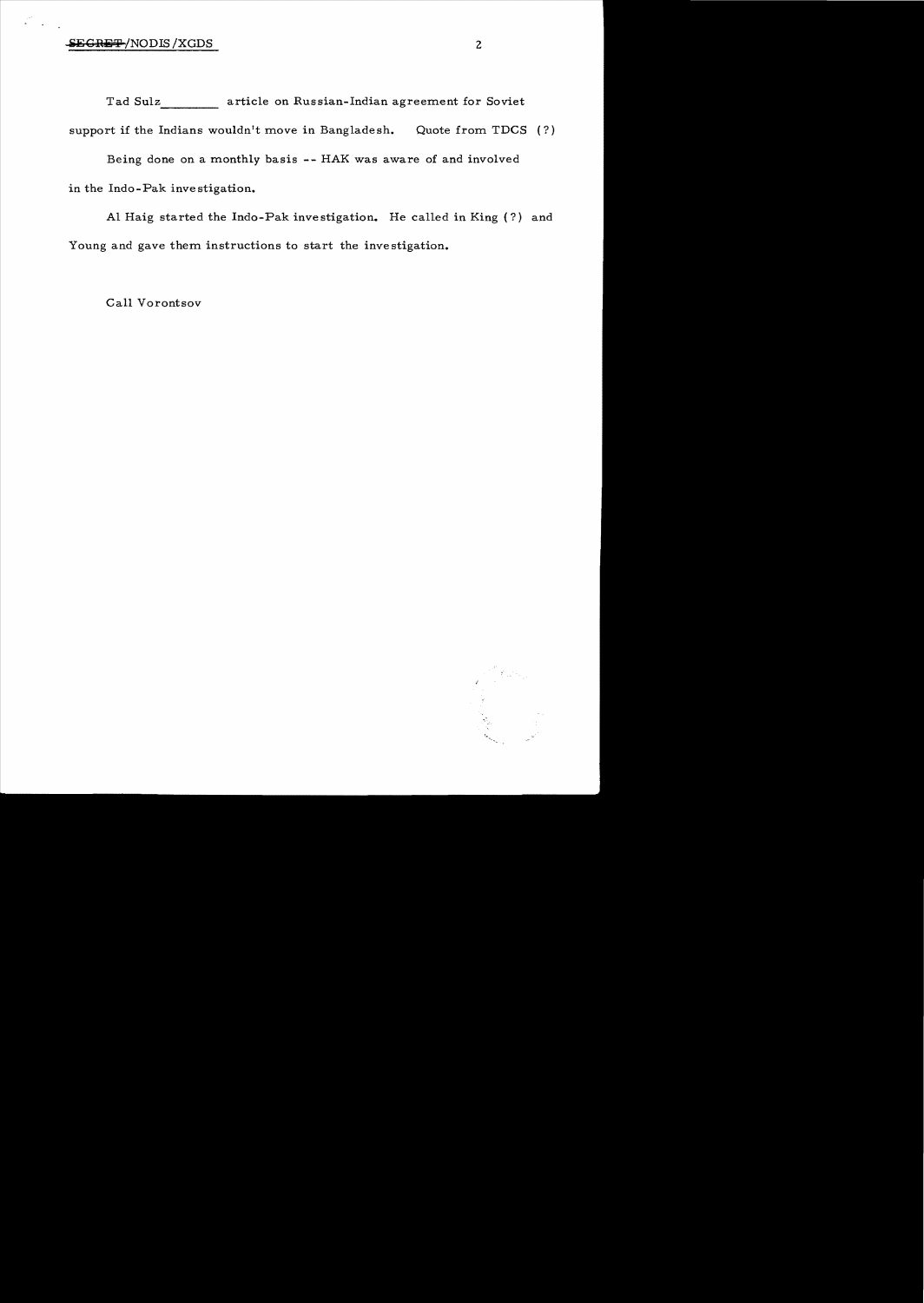SECRET/NODIS/XGDS

Tad Sulz________ article on Russian-Indian agreement for Soviet support if the Indians wouldn't move in Bangladesh. Quote from TDCS (?)

Being done on a monthly basis -- HAK was aware of and involved in the Indo-Pak investigation.

Al Haig started the Indo-Pak investigation. He called in King (?) and Young and gave them instructions to start the investigation.

Call Vorontsov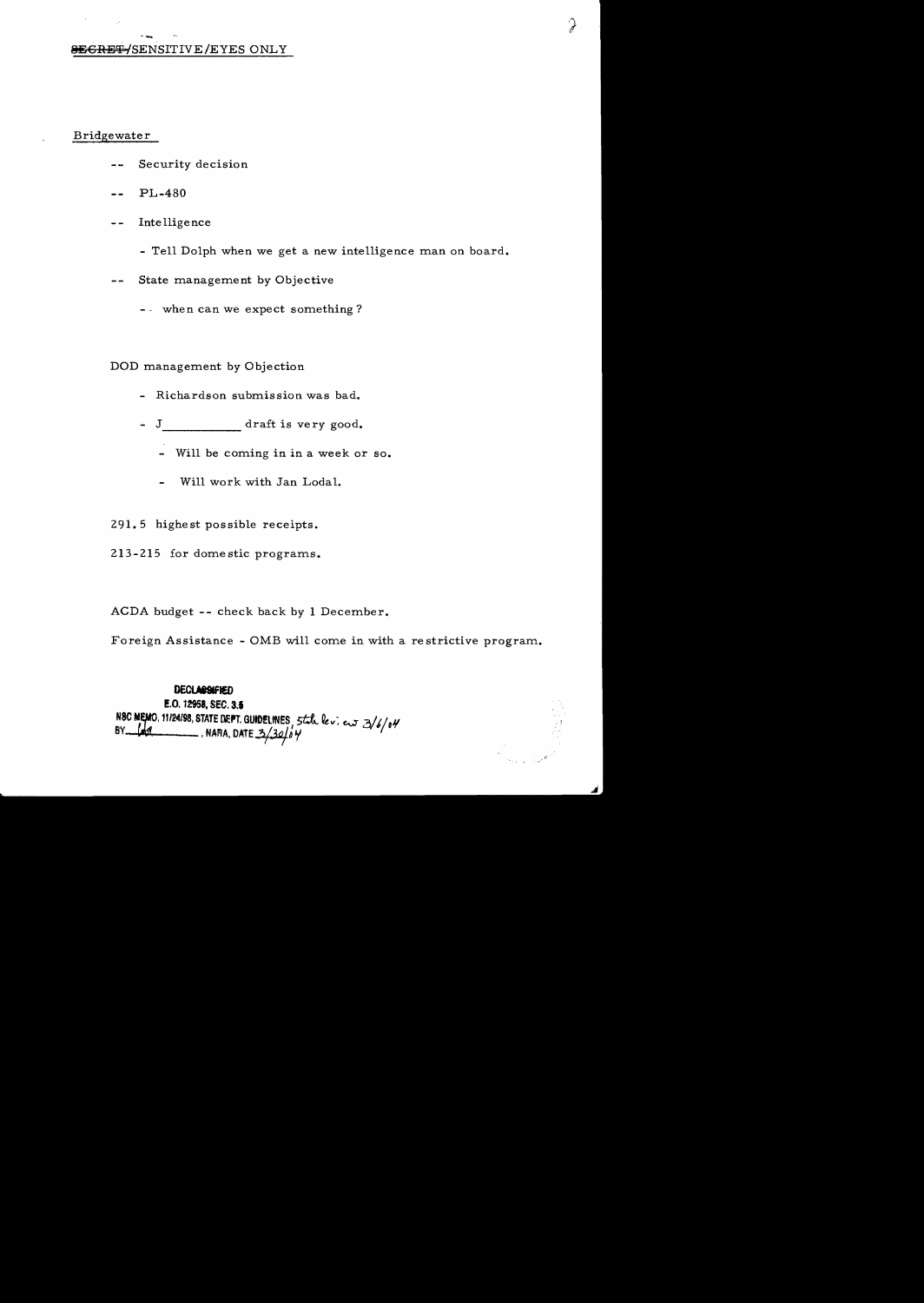~~SECRET~~/SENSITIVE/EYES ONLY

Bridgewater

-- Security decision

-- PL-480

-- Intelligence

  - Tell Dolph when we get a new intelligence man on board.

-- State management by Objective

  -- when can we expect something?

DOD management by Objection

- Richardson submission was bad.
- J\_\_\_\_\_\_\_\_\_\_\_ draft is very good.
  - Will be coming in in a week or so.
  - Will work with Jan Lodal.

291.5 highest possible receipts.

213-215 for domestic programs.

ACDA budget -- check back by 1 December.

Foreign Assistance - OMB will come in with a restrictive program.

DECLASSIFIED
E.O. 12958, SEC. 3.5
NSC MEMO, 11/24/98, STATE DEPT. GUIDELINES, State Review 3/6/04
BY lda, NARA, DATE 3/30/04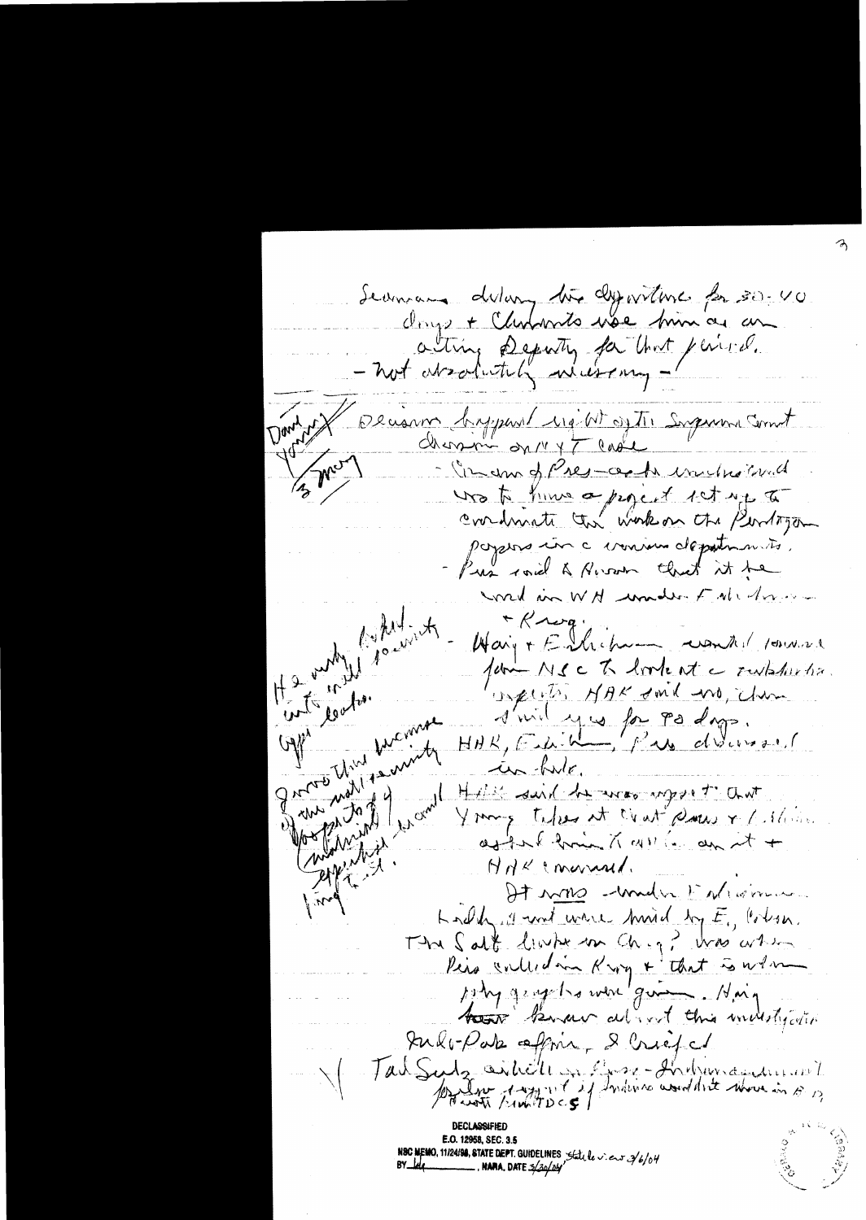Seamans delaying his departure for 30-40 days + Clements use him as an acting Deputy for that period.
- not absolutely necessary -

Decision happened right after the Supreme Court decision on NYT case
- Crane of Pres-aide indicated was to have a project set up to coordinate the work on the Pentagon papers in c various departments.
- Pres said to Nixon that it be located in WH under Ehrlichman + Krogh.
- Haig + Ehrlichman wanted someone from NSC to look at c substantive aspects. HAK said no, then I will give you for 90 days. HAK, Ehrlichman, Pres discussed in hole.
HAK said he was upset that Young takes at that place + Ehrlichman asked him to write on it + HAK answered.
It was under Ehrlichman leadership + not under hand by E, Colson.
The Salt leaks on Ch-? was when Pres called in Krog + that is when story group was given. Haig knew about this investigation Indo-Pak affair, I briefed Tad Szulc article on Anderson-Indian account

*Margin notes:*

Don't know
Yes
3 mos

He only had authority to work on leaks.

Opps [?] this was more national security oriented [?] he could [?] the papers of [?] [?] by [?]

Possible support if Indians would have moved in [?] [?] [?] Pakistan [?] [?] [?]

**DECLASSIFIED**
E.O. 12958, SEC. 3.5
NSC MEMO, 11/24/98, STATE DEPT. GUIDELINES State review 3/6/04
BY [?], NARA, DATE 3/30/04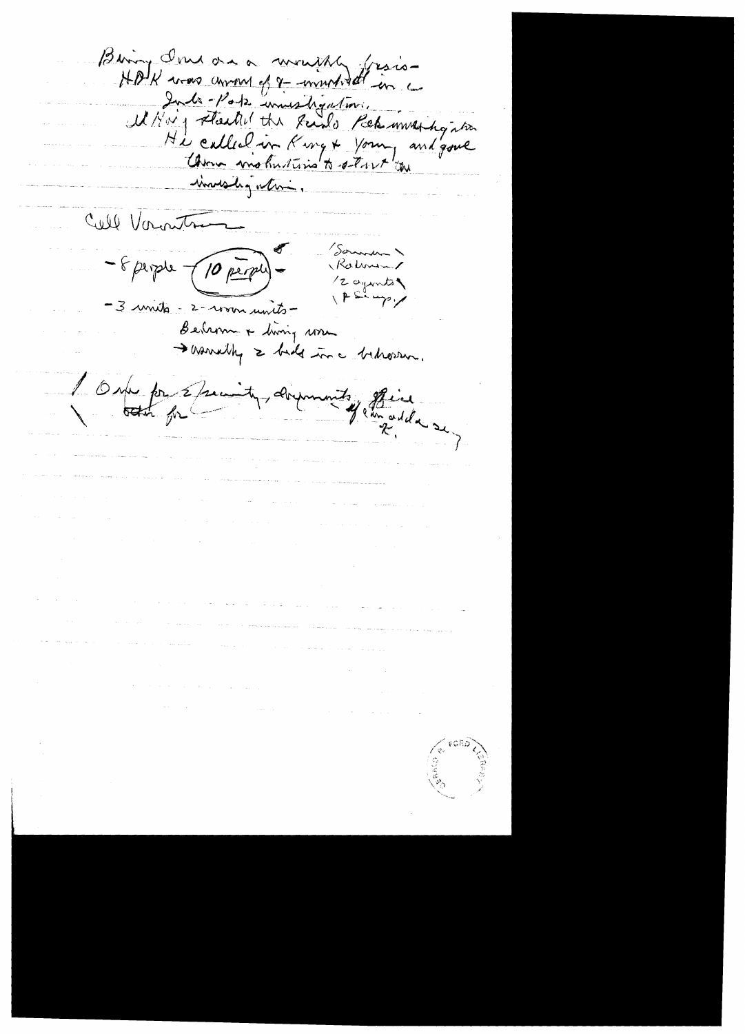Being Ouse as a wealthy Pres-
HAK was aware of 7 - involved in a
Jade-Pak investigation.
McKay started the Jade Pak investigation
He called in King + Young and gave
them instructions to start the
investigation.

Cell Vorontsov

- 8 people - (10 people) -
(Sommer)
(Robinson)
(2 agents)
(PL emps.)

- 3 units - 2-room units -
Bedroom + living room
→ usually 2 beds in a bedroom.

{ One for 2 security, departments, office
{ other for 	if can add a sing
K.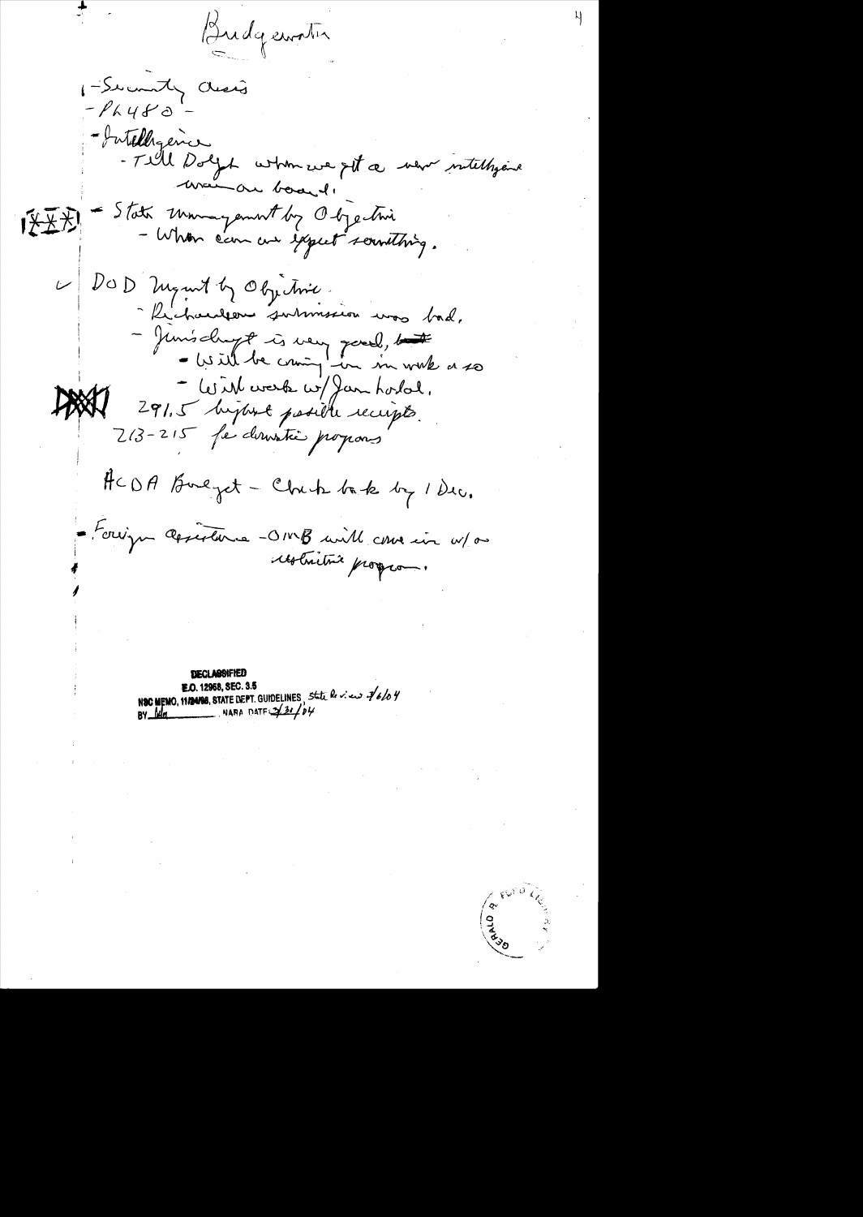Budgewater

1 - Security assis
- PL480 -
- Intelligence
  - Tell Dolph when we get a new intelligence man on board.

[XXX] - State management by Objective
  - When can we expect something.

✓ DOD Mgmt by Objective
  - Richardson submission was bad,
  - Jim Schlesinger is very good, but
    - Will be coming in in wk or so
    - Will work w/ Jan Lodal.

[XXX] 291.5 highest possible receipts.
213-215 for domestic programs

ACDA Budget - Check back by 1 Dec.

- Foreign assistance - OMB will come in w/ a restrictive program.

DECLASSIFIED
E.O. 12958, SEC. 3.5
NSC MEMO, 11/24/98, STATE DEPT. GUIDELINES State Review 7/6/04
BY [illegible] NARA DATE 3/31/04